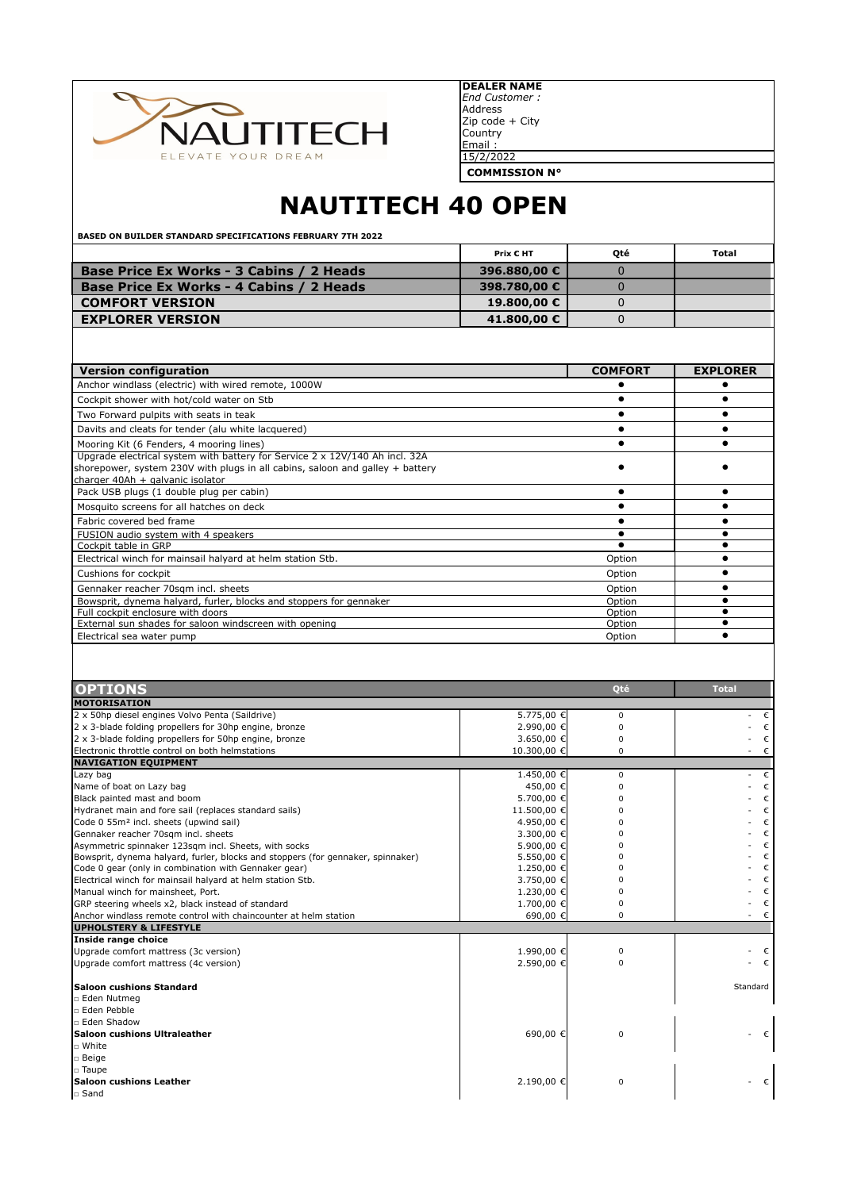NAUTITECH
ELEVATE YOUR DREAM

**DEALER NAME**
*End Customer :*
Address
Zip code + City
Country
Email :
15/2/2022
**COMMISSION N°**

# NAUTITECH 40 OPEN

**BASED ON BUILDER STANDARD SPECIFICATIONS FEBRUARY 7TH 2022**

| | Prix € HT | Qté | Total |
|---|---|---|---|
| **Base Price Ex Works - 3 Cabins / 2 Heads** | 396.880,00 € | 0 | |
| **Base Price Ex Works - 4 Cabins / 2 Heads** | 398.780,00 € | 0 | |
| **COMFORT VERSION** | 19.800,00 € | 0 | |
| **EXPLORER VERSION** | 41.800,00 € | 0 | |

| Version configuration | COMFORT | EXPLORER |
|---|---|---|
| Anchor windlass (electric) with wired remote, 1000W | ● | ● |
| Cockpit shower with hot/cold water on Stb | ● | ● |
| Two Forward pulpits with seats in teak | ● | ● |
| Davits and cleats for tender (alu white lacquered) | ● | ● |
| Mooring Kit (6 Fenders, 4 mooring lines) | ● | ● |
| Upgrade electrical system with battery for Service 2 x 12V/140 Ah incl. 32A shorepower, system 230V with plugs in all cabins, saloon and galley + battery charger 40Ah + galvanic isolator | ● | ● |
| Pack USB plugs (1 double plug per cabin) | ● | ● |
| Mosquito screens for all hatches on deck | ● | ● |
| Fabric covered bed frame | ● | ● |
| FUSION audio system with 4 speakers | ● | ● |
| Cockpit table in GRP | ● | ● |
| Electrical winch for mainsail halyard at helm station Stb. | Option | ● |
| Cushions for cockpit | Option | ● |
| Gennaker reacher 70sqm incl. sheets | Option | ● |
| Bowsprit, dynema halyard, furler, blocks and stoppers for gennaker | Option | ● |
| Full cockpit enclosure with doors | Option | ● |
| External sun shades for saloon windscreen with opening | Option | ● |
| Electrical sea water pump | Option | ● |

| OPTIONS | | Qté | Total |
|---|---|---|---|
| **MOTORISATION** | | | |
| 2 x 50hp diesel engines Volvo Penta (Saildrive) | 5.775,00 € | 0 | - € |
| 2 x 3-blade folding propellers for 30hp engine, bronze | 2.990,00 € | 0 | - € |
| 2 x 3-blade folding propellers for 50hp engine, bronze | 3.650,00 € | 0 | - € |
| Electronic throttle control on both helmstations | 10.300,00 € | 0 | - € |
| **NAVIGATION EQUIPMENT** | | | |
| Lazy bag | 1.450,00 € | 0 | - € |
| Name of boat on Lazy bag | 450,00 € | 0 | - € |
| Black painted mast and boom | 5.700,00 € | 0 | - € |
| Hydranet main and fore sail (replaces standard sails) | 11.500,00 € | 0 | - € |
| Code 0 55m² incl. sheets (upwind sail) | 4.950,00 € | 0 | - € |
| Gennaker reacher 70sqm incl. sheets | 3.300,00 € | 0 | - € |
| Asymmetric spinnaker 123sqm incl. Sheets, with socks | 5.900,00 € | 0 | - € |
| Bowsprit, dynema halyard, furler, blocks and stoppers (for gennaker, spinnaker) | 5.550,00 € | 0 | - € |
| Code 0 gear (only in combination with Gennaker gear) | 1.250,00 € | 0 | - € |
| Electrical winch for mainsail halyard at helm station Stb. | 3.750,00 € | 0 | - € |
| Manual winch for mainsheet, Port. | 1.230,00 € | 0 | - € |
| GRP steering wheels x2, black instead of standard | 1.700,00 € | 0 | - € |
| Anchor windlass remote control with chaincounter at helm station | 690,00 € | 0 | - € |
| **UPHOLSTERY & LIFESTYLE** | | | |
| **Inside range choice** | | | |
| Upgrade comfort mattress (3c version) | 1.990,00 € | 0 | - € |
| Upgrade comfort mattress (4c version) | 2.590,00 € | 0 | - € |
| | | | |
| **Saloon cushions Standard** | | | Standard |
| □ Eden Nutmeg | | | |
| □ Eden Pebble | | | |
| □ Eden Shadow | | | |
| **Saloon cushions Ultraleather** | 690,00 € | 0 | - € |
| □ White | | | |
| □ Beige | | | |
| □ Taupe | | | |
| **Saloon cushions Leather** | 2.190,00 € | 0 | - € |
| □ Sand | | | |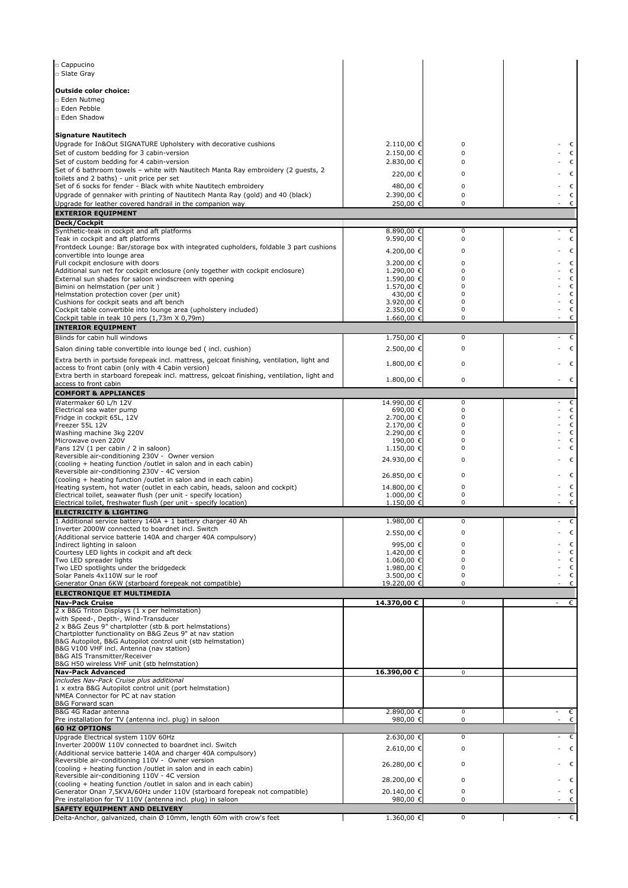| | | | |
|---|---|---|---|
| □ Cappucino | | | |
| □ Slate Gray | | | |
| | | | |
| **Outside color choice:** | | | |
| □ Eden Nutmeg | | | |
| □ Eden Pebble | | | |
| □ Eden Shadow | | | |
| | | | |
| **Signature Nautitech** | | | |
| Upgrade for In&Out SIGNATURE Upholstery with decorative cushions | 2.110,00 € | 0 | - € |
| Set of custom bedding for 3 cabin-version | 2.150,00 € | 0 | - € |
| Set of custom bedding for 4 cabin-version | 2.830,00 € | 0 | - € |
| Set of 6 bathroom towels – white with Nautitech Manta Ray embroidery (2 guests, 2 toilets and 2 baths) - unit price per set | 220,00 € | 0 | - € |
| Set of 6 socks for fender - Black with white Nautitech embroidery | 480,00 € | 0 | - € |
| Upgrade of gennaker with printing of Nautitech Manta Ray (gold) and 40 (black) | 2.390,00 € | 0 | - € |
| Upgrade for leather covered handrail in the companion way | 250,00 € | 0 | - € |
| **EXTERIOR EQUIPMENT** | | | |
| **Deck/Cockpit** | | | |
| Synthetic-teak in cockpit and aft platforms | 8.890,00 € | 0 | - € |
| Teak in cockpit and aft platforms | 9.590,00 € | 0 | - € |
| Frontdeck Lounge: Bar/storage box with integrated cupholders, foldable 3 part cushions convertible into lounge area | 4.200,00 € | 0 | - € |
| Full cockpit enclosure with doors | 3.200,00 € | 0 | - € |
| Additional sun net for cockpit enclosure (only together with cockpit enclosure) | 1.290,00 € | 0 | - € |
| External sun shades for saloon windscreen with opening | 1.590,00 € | 0 | - € |
| Bimini on helmstation (per unit ) | 1.570,00 € | 0 | - € |
| Helmstation protection cover (per unit) | 430,00 € | 0 | - € |
| Cushions for cockpit seats and aft bench | 3.920,00 € | 0 | - € |
| Cockpit table convertible into lounge area (upholstery included) | 2.350,00 € | 0 | - € |
| Cockpit table in teak 10 pers (1,73m X 0,79m) | 1.660,00 € | 0 | - € |
| **INTERIOR EQUIPMENT** | | | |
| Blinds for cabin hull windows | 1.750,00 € | 0 | - € |
| Salon dining table convertible into lounge bed ( incl. cushion) | 2.500,00 € | 0 | - € |
| Extra berth in portside forepeak incl. mattress, gelcoat finishing, ventilation, light and access to front cabin (only with 4 Cabin version) | 1.800,00 € | 0 | - € |
| Extra berth in starboard forepeak incl. mattress, gelcoat finishing, ventilation, light and access to front cabin | 1.800,00 € | 0 | - € |
| **COMFORT & APPLIANCES** | | | |
| Watermaker 60 L/h 12V | 14.990,00 € | 0 | - € |
| Electrical sea water pump | 690,00 € | 0 | - € |
| Fridge in cockpit 65L, 12V | 2.700,00 € | 0 | - € |
| Freezer 55L 12V | 2.170,00 € | 0 | - € |
| Washing machine 3kg 220V | 2.290,00 € | 0 | - € |
| Microwave oven 220V | 190,00 € | 0 | - € |
| Fans 12V (1 per cabin / 2 in saloon) | 1.150,00 € | 0 | - € |
| Reversible air-conditioning 230V - Owner version (cooling + heating function /outlet in salon and in each cabin) | 24.930,00 € | 0 | - € |
| Reversible air-conditioning 230V - 4C version (cooling + heating function /outlet in salon and in each cabin) | 26.850,00 € | 0 | - € |
| Heating system, hot water (outlet in each cabin, heads, saloon and cockpit) | 14.800,00 € | 0 | - € |
| Electrical toilet, seawater flush (per unit - specify location) | 1.000,00 € | 0 | - € |
| Electrical toilet, freshwater flush (per unit - specify location) | 1.150,00 € | 0 | - € |
| **ELECTRICITY & LIGHTING** | | | |
| 1 Additional service battery 140A + 1 battery charger 40 Ah | 1.980,00 € | 0 | - € |
| Inverter 2000W connected to boardnet incl. Switch (Additional service batterie 140A and charger 40A compulsory) | 2.550,00 € | 0 | - € |
| Indirect lighting in saloon | 995,00 € | 0 | - € |
| Courtesy LED lights in cockpit and aft deck | 1.420,00 € | 0 | - € |
| Two LED spreader lights | 1.060,00 € | 0 | - € |
| Two LED spotlights under the bridgedeck | 1.980,00 € | 0 | - € |
| Solar Panels 4x110W sur le roof | 3.500,00 € | 0 | - € |
| Generator Onan 6KW (starboard forepeak not compatible) | 19.220,00 € | 0 | - € |
| **ELECTRONIQUE ET MULTIMEDIA** | | | |
| **Nav-Pack Cruise** | **14.370,00 €** | 0 | - € |
| 2 x B&G Triton Displays (1 x per helmstation) with Speed-, Depth-, Wind-Transducer | | | |
| 2 x B&G Zeus 9" chartplotter (stb & port helmstations) | | | |
| Chartplotter functionality on B&G Zeus 9" at nav station | | | |
| B&G Autopilot, B&G Autopilot control unit (stb helmstation) | | | |
| B&G V100 VHF incl. Antenna (nav station) | | | |
| B&G AIS Transmitter/Receiver | | | |
| B&G H50 wireless VHF unit (stb helmstation) | | | |
| **Nav-Pack Advanced** | **16.390,00 €** | 0 | |
| *includes Nav-Pack Cruise plus additional* | | | |
| 1 x extra B&G Autopilot control unit (port helmstation) | | | |
| NMEA Connector for PC at nav station | | | |
| B&G Forward scan | | | |
| B&G 4G Radar antenna | 2.890,00 € | 0 | - € |
| Pre installation for TV (antenna incl. plug) in saloon | 980,00 € | 0 | - € |
| **60 HZ OPTIONS** | | | |
| Upgrade Electrical system 110V 60Hz | 2.630,00 € | 0 | - € |
| Inverter 2000W 110V connected to boardnet incl. Switch (Additional service batterie 140A and charger 40A compulsory) | 2.610,00 € | 0 | - € |
| Reversible air-conditioning 110V - Owner version (cooling + heating function /outlet in salon and in each cabin) | 26.280,00 € | 0 | - € |
| Reversible air-conditioning 110V - 4C version (cooling + heating function /outlet in salon and in each cabin) | 28.200,00 € | 0 | - € |
| Generator Onan 7,5KVA/60Hz under 110V (starboard forepeak not compatible) | 20.140,00 € | 0 | - € |
| Pre installation for TV 110V (antenna incl. plug) in saloon | 980,00 € | 0 | - € |
| **SAFETY EQUIPMENT AND DELIVERY** | | | |
| Delta-Anchor, galvanized, chain Ø 10mm, length 60m with crow's feet | 1.360,00 € | 0 | - € |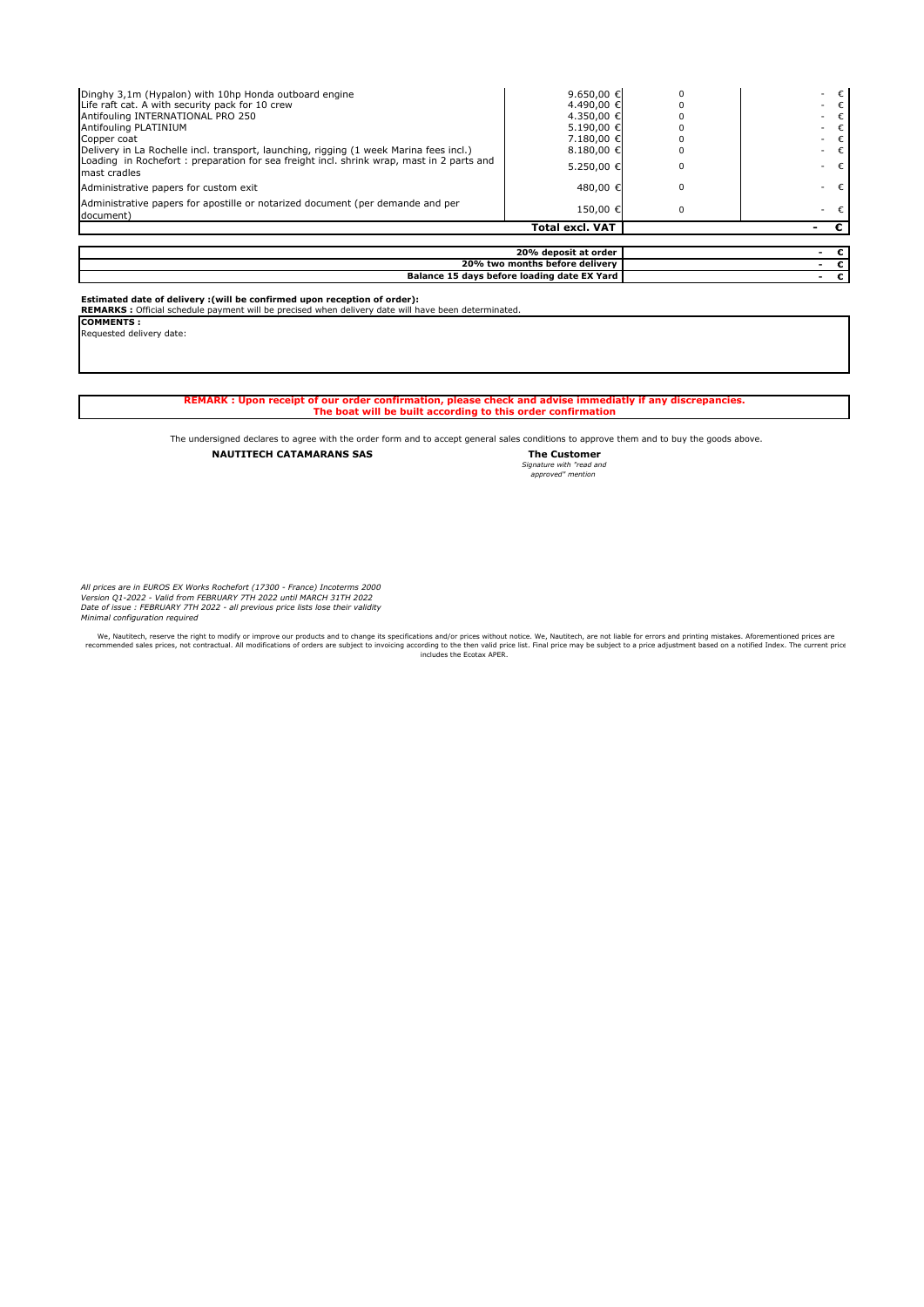| | | | |
|---|---|---|---|
| Dinghy 3,1m (Hypalon) with 10hp Honda outboard engine | 9.650,00 € | 0 | - € |
| Life raft cat. A with security pack for 10 crew | 4.490,00 € | 0 | - € |
| Antifouling INTERNATIONAL PRO 250 | 4.350,00 € | 0 | - € |
| Antifouling PLATINIUM | 5.190,00 € | 0 | - € |
| Copper coat | 7.180,00 € | 0 | - € |
| Delivery in La Rochelle incl. transport, launching, rigging (1 week Marina fees incl.) | 8.180,00 € | 0 | - € |
| Loading in Rochefort : preparation for sea freight incl. shrink wrap, mast in 2 parts and mast cradles | 5.250,00 € | 0 | - € |
| Administrative papers for custom exit | 480,00 € | 0 | - € |
| Administrative papers for apostille or notarized document (per demande and per document) | 150,00 € | 0 | - € |
| | **Total excl. VAT** | | **- €** |

| | |
|---|---|
| **20% deposit at order** | **- €** |
| **20% two months before delivery** | **- €** |
| **Balance 15 days before loading date EX Yard** | **- €** |

**Estimated date of delivery :(will be confirmed upon reception of order):**
**REMARKS :** Official schedule payment will be precised when delivery date will have been determinated.

**COMMENTS :**
Requested delivery date:

**REMARK : Upon receipt of our order confirmation, please check and advise immediatly if any discrepancies.**
**The boat will be built according to this order confirmation**

The undersigned declares to agree with the order form and to accept general sales conditions to approve them and to buy the goods above.

**NAUTITECH CATAMARANS SAS**

**The Customer**
*Signature with "read and approved" mention*

*All prices are in EUROS EX Works Rochefort (17300 - France) Incoterms 2000*
*Version Q1-2022 - Valid from FEBRUARY 7TH 2022 until MARCH 31TH 2022*
*Date of issue : FEBRUARY 7TH 2022 - all previous price lists lose their validity*
*Minimal configuration required*

We, Nautitech, reserve the right to modify or improve our products and to change its specifications and/or prices without notice. We, Nautitech, are not liable for errors and printing mistakes. Aforementioned prices are recommended sales prices, not contractual. All modifications of orders are subject to invoicing according to the then valid price list. Final price may be subject to a price adjustment based on a notified Index. The current price includes the Ecotax APER.